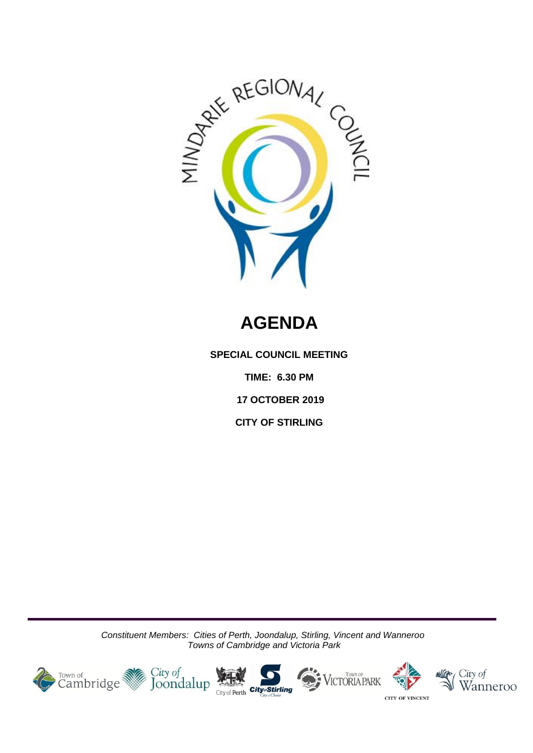# AGENDA

**SPECIAL COUNCIL MEETING**

**TIME: 6.30 PM**

**17 OCTOBER 2019**

**CITY OF STIRLING**

*Constituent Members: Cities of Perth, Joondalup, Stirling, Vincent and Wanneroo*
*Towns of Cambridge and Victoria Park*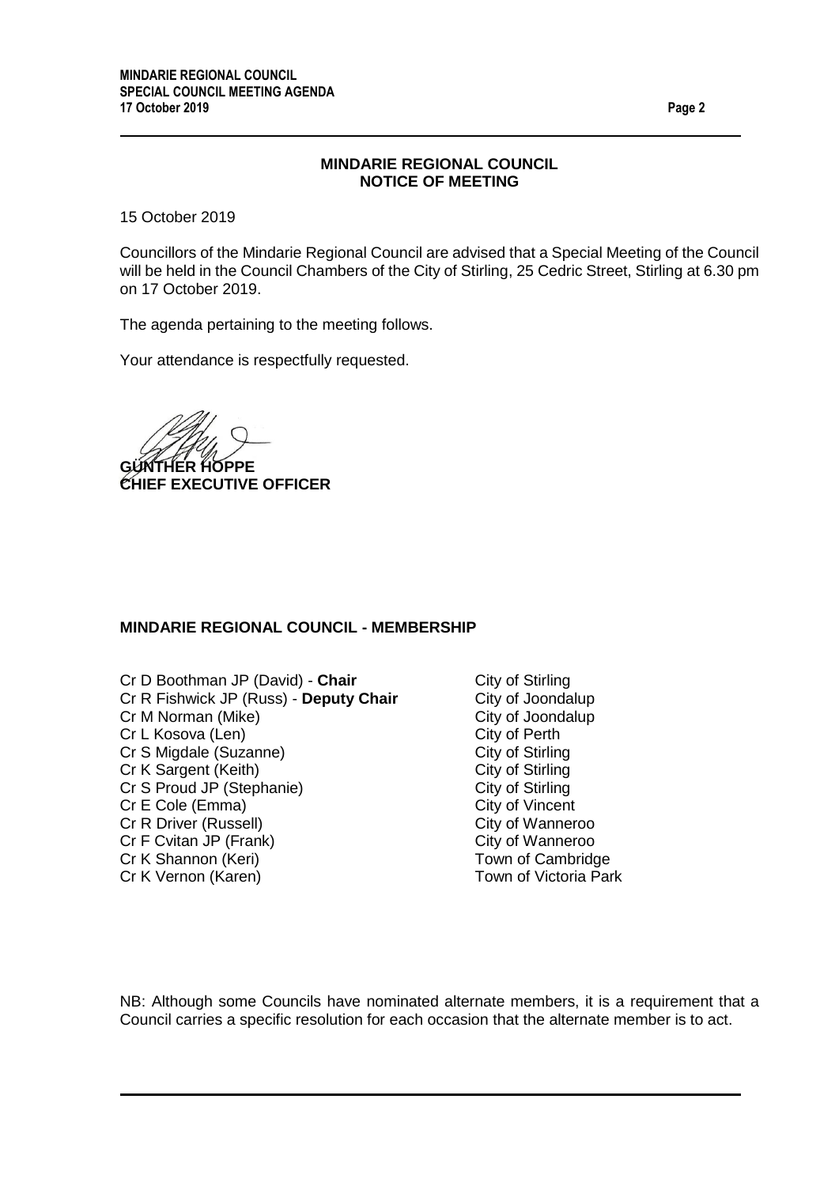## MINDARIE REGIONAL COUNCIL
## NOTICE OF MEETING

15 October 2019

Councillors of the Mindarie Regional Council are advised that a Special Meeting of the Council will be held in the Council Chambers of the City of Stirling, 25 Cedric Street, Stirling at 6.30 pm on 17 October 2019.

The agenda pertaining to the meeting follows.

Your attendance is respectfully requested.

**GÜNTHER HOPPE**
**CHIEF EXECUTIVE OFFICER**

### MINDARIE REGIONAL COUNCIL - MEMBERSHIP

| | |
|---|---|
| Cr D Boothman JP (David) - **Chair** | City of Stirling |
| Cr R Fishwick JP (Russ) - **Deputy Chair** | City of Joondalup |
| Cr M Norman (Mike) | City of Joondalup |
| Cr L Kosova (Len) | City of Perth |
| Cr S Migdale (Suzanne) | City of Stirling |
| Cr K Sargent (Keith) | City of Stirling |
| Cr S Proud JP (Stephanie) | City of Stirling |
| Cr E Cole (Emma) | City of Vincent |
| Cr R Driver (Russell) | City of Wanneroo |
| Cr F Cvitan JP (Frank) | City of Wanneroo |
| Cr K Shannon (Keri) | Town of Cambridge |
| Cr K Vernon (Karen) | Town of Victoria Park |

NB: Although some Councils have nominated alternate members, it is a requirement that a Council carries a specific resolution for each occasion that the alternate member is to act.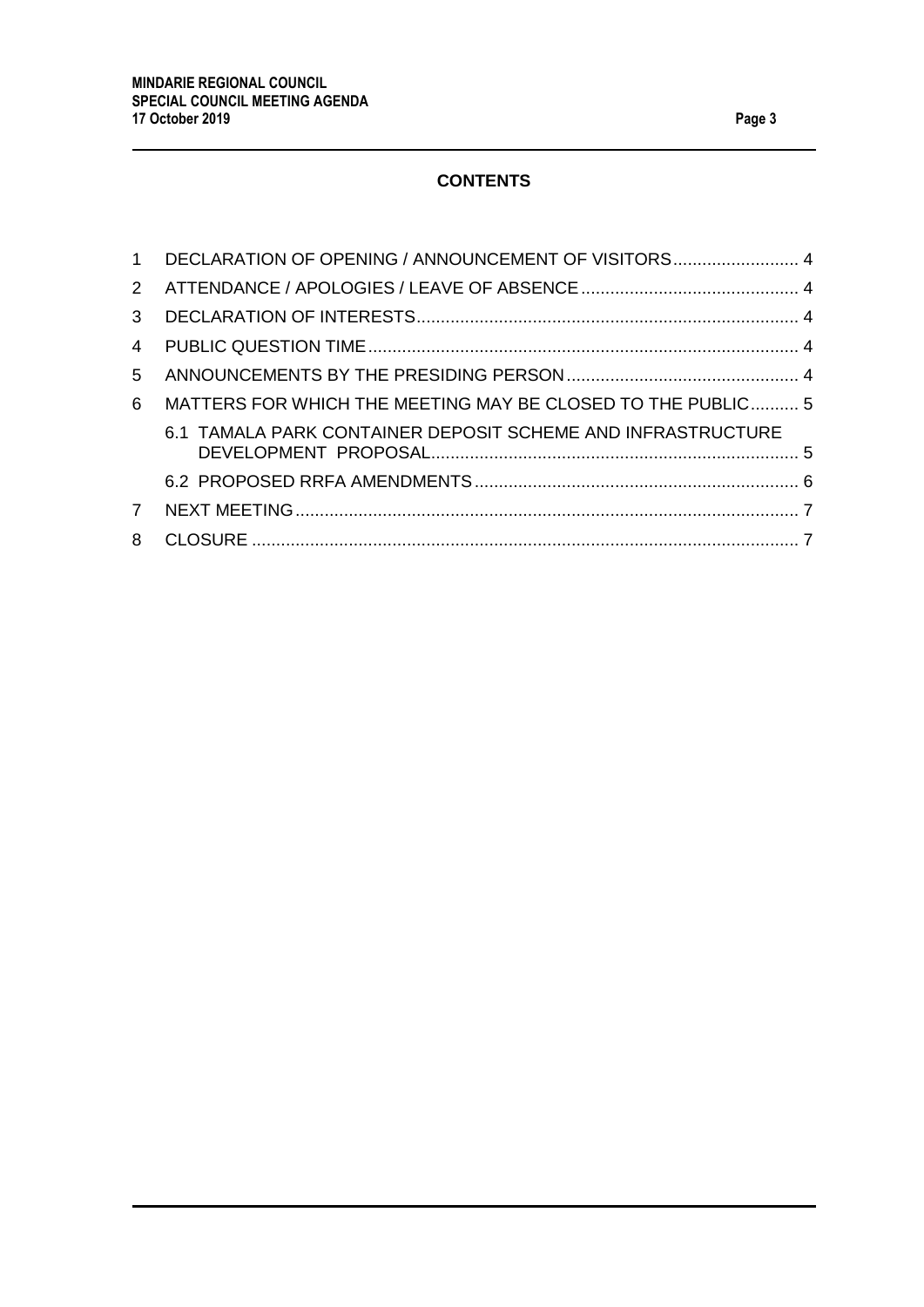**CONTENTS**

| | | |
|---|---|---|
| 1 | DECLARATION OF OPENING / ANNOUNCEMENT OF VISITORS | 4 |
| 2 | ATTENDANCE / APOLOGIES / LEAVE OF ABSENCE | 4 |
| 3 | DECLARATION OF INTERESTS | 4 |
| 4 | PUBLIC QUESTION TIME | 4 |
| 5 | ANNOUNCEMENTS BY THE PRESIDING PERSON | 4 |
| 6 | MATTERS FOR WHICH THE MEETING MAY BE CLOSED TO THE PUBLIC | 5 |
| | 6.1 TAMALA PARK CONTAINER DEPOSIT SCHEME AND INFRASTRUCTURE DEVELOPMENT PROPOSAL | 5 |
| | 6.2 PROPOSED RRFA AMENDMENTS | 6 |
| 7 | NEXT MEETING | 7 |
| 8 | CLOSURE | 7 |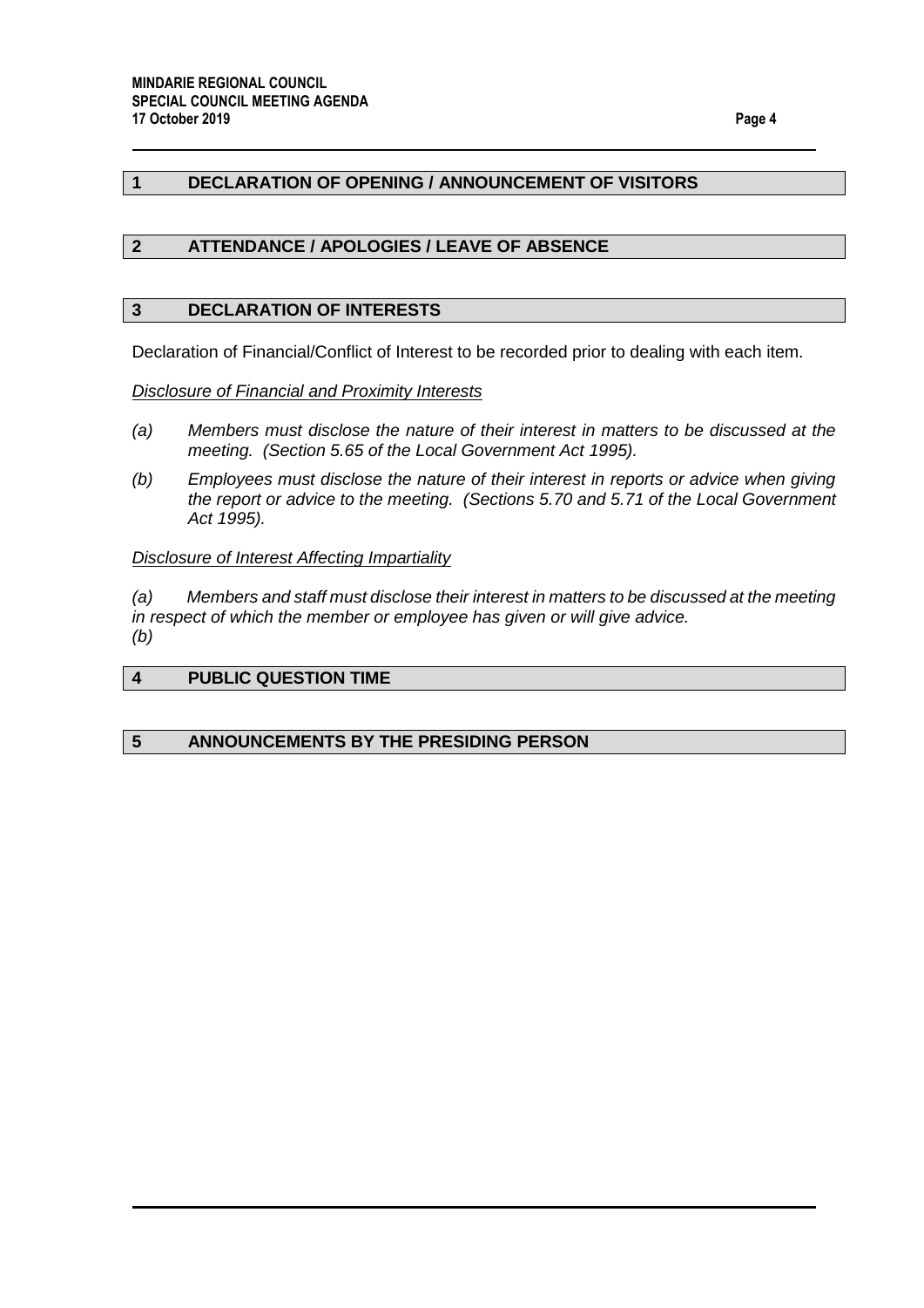## 1 DECLARATION OF OPENING / ANNOUNCEMENT OF VISITORS

## 2 ATTENDANCE / APOLOGIES / LEAVE OF ABSENCE

## 3 DECLARATION OF INTERESTS

Declaration of Financial/Conflict of Interest to be recorded prior to dealing with each item.

<u>*Disclosure of Financial and Proximity Interests*</u>

*(a) Members must disclose the nature of their interest in matters to be discussed at the meeting. (Section 5.65 of the Local Government Act 1995).*

*(b) Employees must disclose the nature of their interest in reports or advice when giving the report or advice to the meeting. (Sections 5.70 and 5.71 of the Local Government Act 1995).*

<u>*Disclosure of Interest Affecting Impartiality*</u>

*(a) Members and staff must disclose their interest in matters to be discussed at the meeting in respect of which the member or employee has given or will give advice.*
*(b)*

## 4 PUBLIC QUESTION TIME

## 5 ANNOUNCEMENTS BY THE PRESIDING PERSON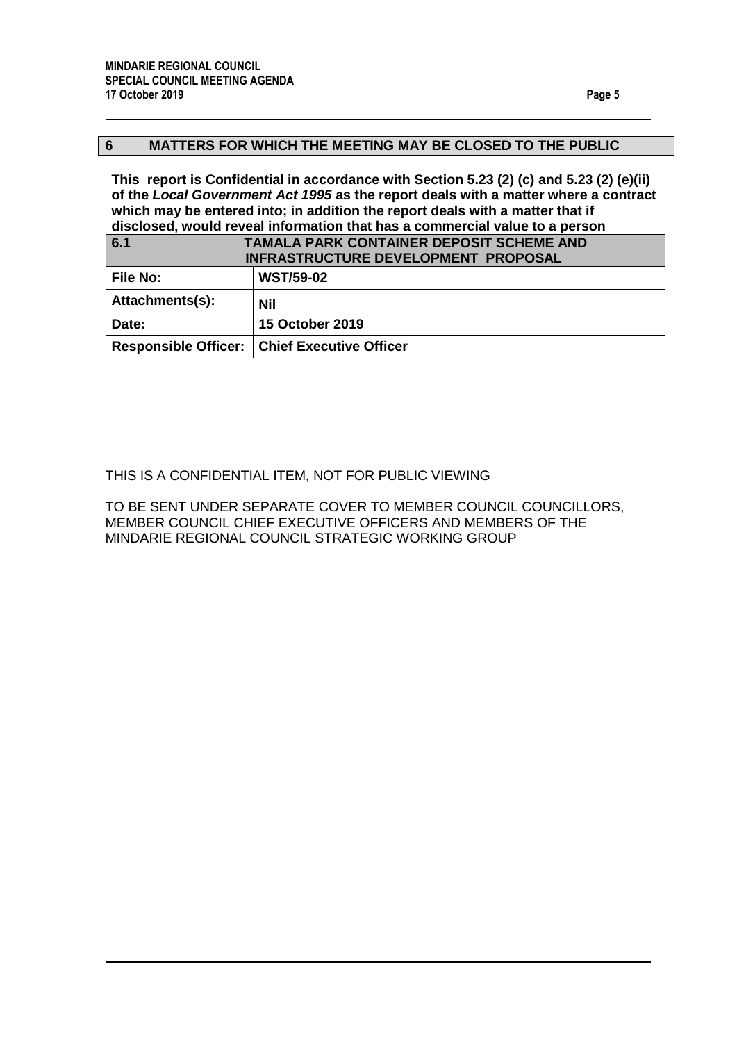## 6 MATTERS FOR WHICH THE MEETING MAY BE CLOSED TO THE PUBLIC

**This report is Confidential in accordance with Section 5.23 (2) (c) and 5.23 (2) (e)(ii) of the *Local Government Act 1995* as the report deals with a matter where a contract which may be entered into; in addition the report deals with a matter that if disclosed, would reveal information that has a commercial value to a person**

### 6.1 TAMALA PARK CONTAINER DEPOSIT SCHEME AND INFRASTRUCTURE DEVELOPMENT PROPOSAL

| | |
|---|---|
| **File No:** | **WST/59-02** |
| **Attachments(s):** | **Nil** |
| **Date:** | **15 October 2019** |
| **Responsible Officer:** | **Chief Executive Officer** |

THIS IS A CONFIDENTIAL ITEM, NOT FOR PUBLIC VIEWING

TO BE SENT UNDER SEPARATE COVER TO MEMBER COUNCIL COUNCILLORS, MEMBER COUNCIL CHIEF EXECUTIVE OFFICERS AND MEMBERS OF THE MINDARIE REGIONAL COUNCIL STRATEGIC WORKING GROUP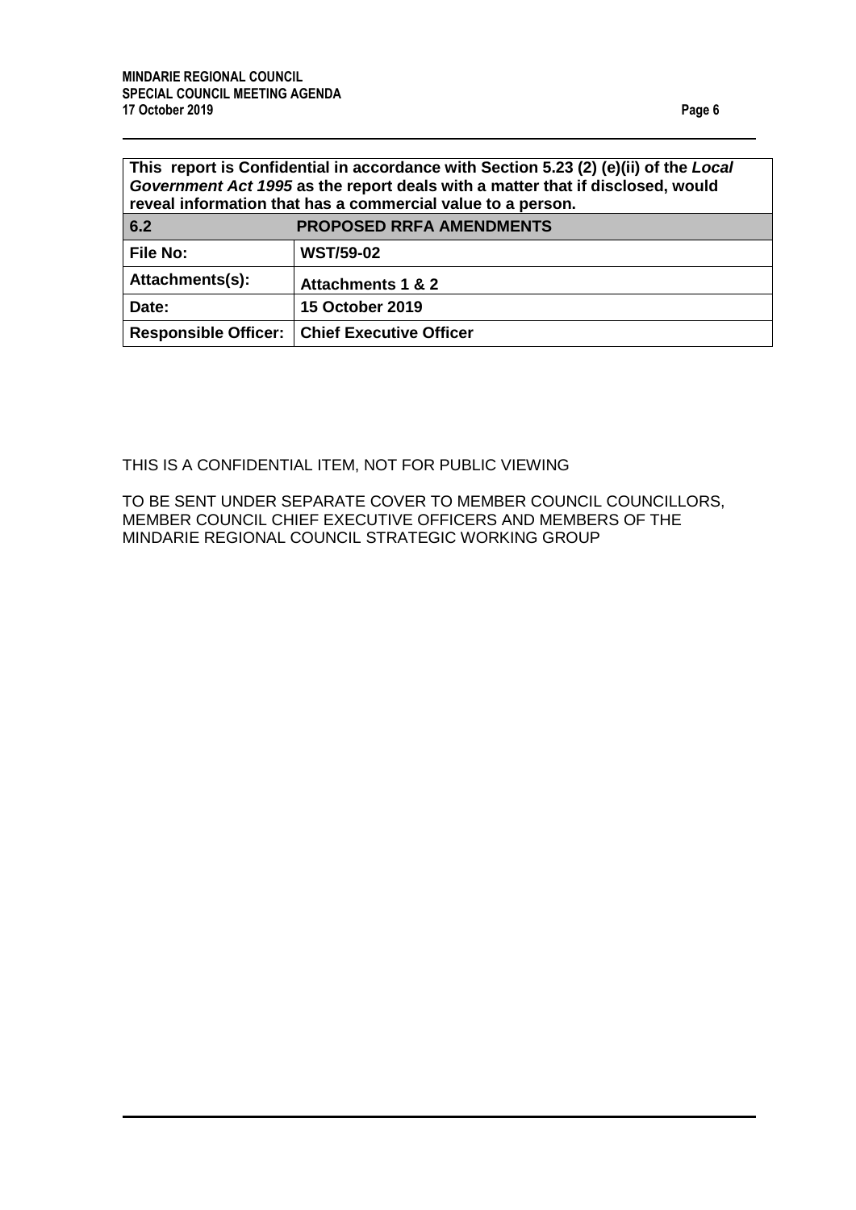| This report is Confidential in accordance with Section 5.23 (2) (e)(ii) of the *Local Government Act 1995* as the report deals with a matter that if disclosed, would reveal information that has a commercial value to a person. | |
|---|---|
| **6.2** | **PROPOSED RRFA AMENDMENTS** |
| **File No:** | **WST/59-02** |
| **Attachments(s):** | **Attachments 1 & 2** |
| **Date:** | **15 October 2019** |
| **Responsible Officer:** | **Chief Executive Officer** |

THIS IS A CONFIDENTIAL ITEM, NOT FOR PUBLIC VIEWING

TO BE SENT UNDER SEPARATE COVER TO MEMBER COUNCIL COUNCILLORS, MEMBER COUNCIL CHIEF EXECUTIVE OFFICERS AND MEMBERS OF THE MINDARIE REGIONAL COUNCIL STRATEGIC WORKING GROUP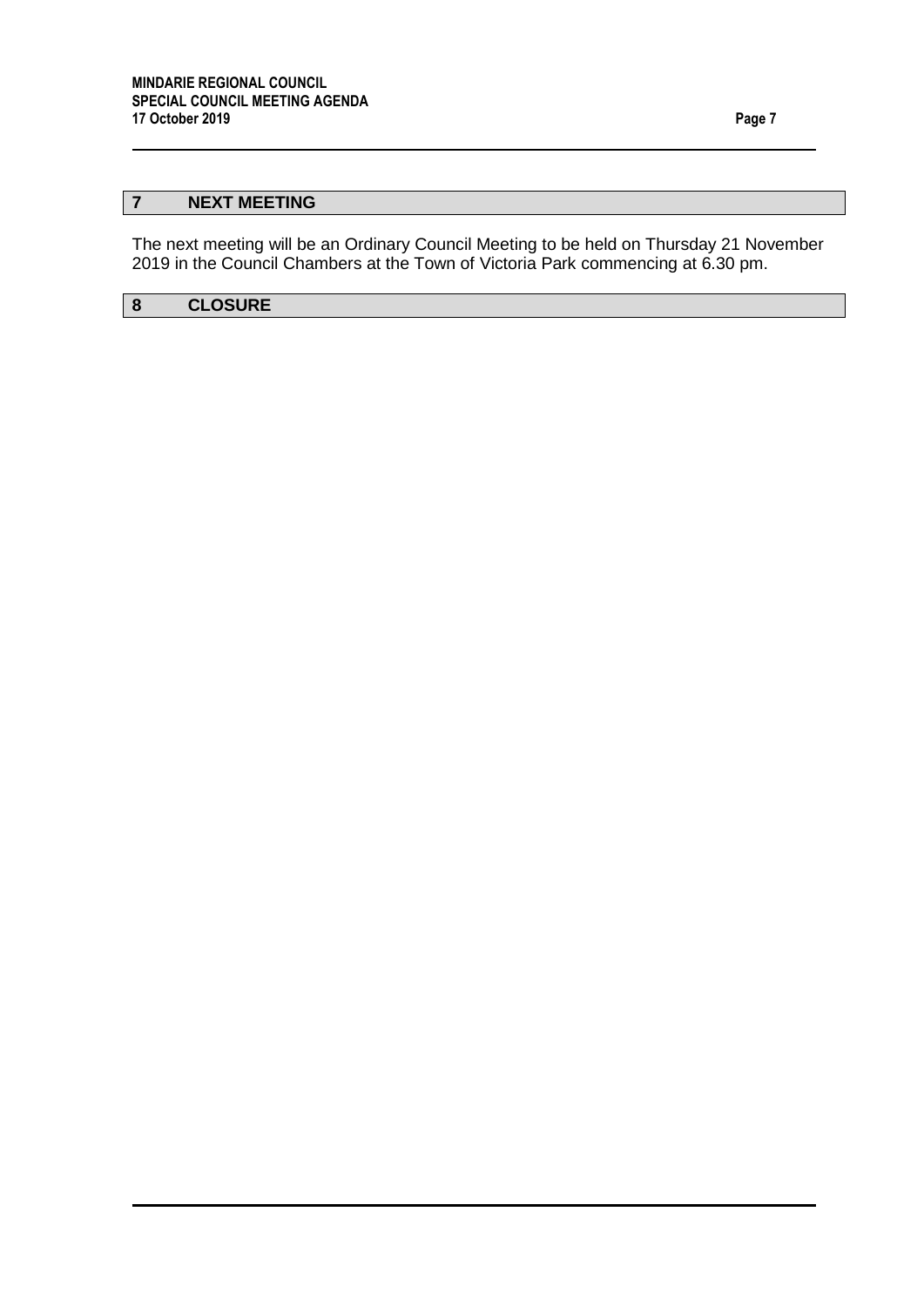## 7 NEXT MEETING

The next meeting will be an Ordinary Council Meeting to be held on Thursday 21 November 2019 in the Council Chambers at the Town of Victoria Park commencing at 6.30 pm.

## 8 CLOSURE